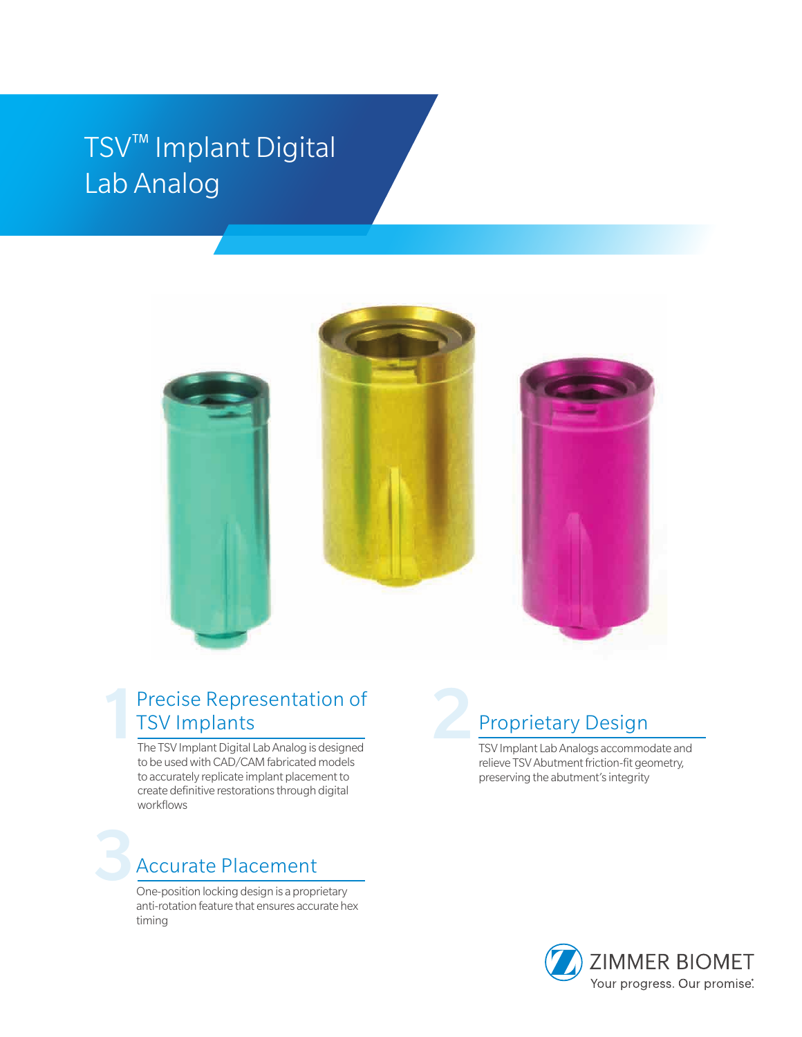# TSV™ Implant Digital Lab Analog

## 1 Precise Representation of TSV Implants

The TSV Implant Digital Lab Analog is designed to be used with CAD/CAM fabricated models to accurately replicate implant placement to create definitive restorations through digital workflows

## 2 Proprietary Design

TSV Implant Lab Analogs accommodate and relieve TSV Abutment friction-fit geometry, preserving the abutment's integrity

## 3 Accurate Placement

One-position locking design is a proprietary anti-rotation feature that ensures accurate hex timing

ZIMMER BIOMET
Your progress. Our promise.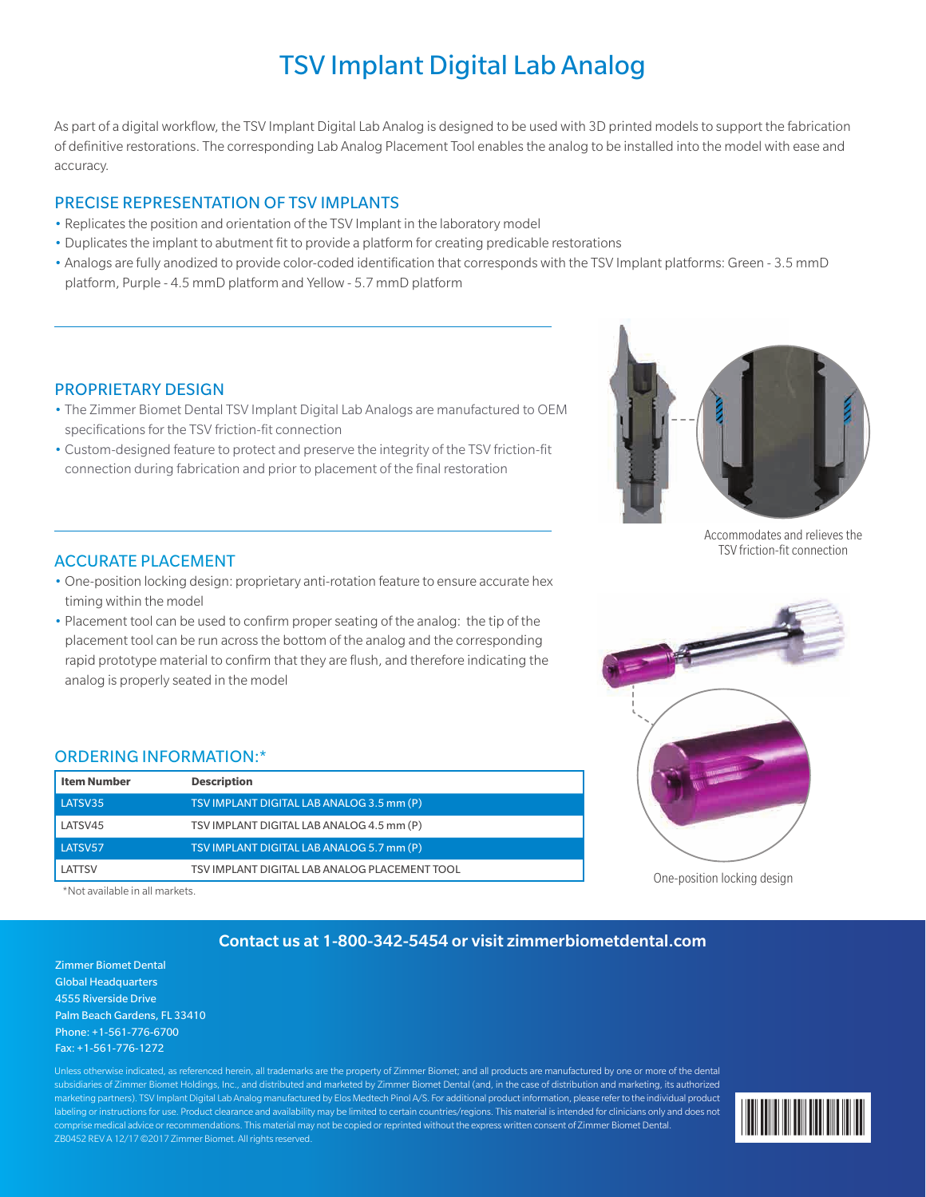# TSV Implant Digital Lab Analog

As part of a digital workflow, the TSV Implant Digital Lab Analog is designed to be used with 3D printed models to support the fabrication of definitive restorations. The corresponding Lab Analog Placement Tool enables the analog to be installed into the model with ease and accuracy.

## PRECISE REPRESENTATION OF TSV IMPLANTS

- Replicates the position and orientation of the TSV Implant in the laboratory model
- Duplicates the implant to abutment fit to provide a platform for creating predicable restorations
- Analogs are fully anodized to provide color-coded identification that corresponds with the TSV Implant platforms: Green - 3.5 mmD platform, Purple - 4.5 mmD platform and Yellow - 5.7 mmD platform

## PROPRIETARY DESIGN

- The Zimmer Biomet Dental TSV Implant Digital Lab Analogs are manufactured to OEM specifications for the TSV friction-fit connection
- Custom-designed feature to protect and preserve the integrity of the TSV friction-fit connection during fabrication and prior to placement of the final restoration

Accommodates and relieves the TSV friction-fit connection

## ACCURATE PLACEMENT

- One-position locking design: proprietary anti-rotation feature to ensure accurate hex timing within the model
- Placement tool can be used to confirm proper seating of the analog: the tip of the placement tool can be run across the bottom of the analog and the corresponding rapid prototype material to confirm that they are flush, and therefore indicating the analog is properly seated in the model

One-position locking design

## ORDERING INFORMATION:*

| Item Number | Description |
|---|---|
| LATSV35 | TSV IMPLANT DIGITAL LAB ANALOG 3.5 mm (P) |
| LATSV45 | TSV IMPLANT DIGITAL LAB ANALOG 4.5 mm (P) |
| LATSV57 | TSV IMPLANT DIGITAL LAB ANALOG 5.7 mm (P) |
| LATTSV | TSV IMPLANT DIGITAL LAB ANALOG PLACEMENT TOOL |

*Not available in all markets.

**Contact us at 1-800-342-5454 or visit zimmerbiometdental.com**

Zimmer Biomet Dental
Global Headquarters
4555 Riverside Drive
Palm Beach Gardens, FL 33410
Phone: +1-561-776-6700
Fax: +1-561-776-1272

Unless otherwise indicated, as referenced herein, all trademarks are the property of Zimmer Biomet; and all products are manufactured by one or more of the dental subsidiaries of Zimmer Biomet Holdings, Inc., and distributed and marketed by Zimmer Biomet Dental (and, in the case of distribution and marketing, its authorized marketing partners). TSV Implant Digital Lab Analog manufactured by Elos Medtech Pinol A/S. For additional product information, please refer to the individual product labeling or instructions for use. Product clearance and availability may be limited to certain countries/regions. This material is intended for clinicians only and does not comprise medical advice or recommendations. This material may not be copied or reprinted without the express written consent of Zimmer Biomet Dental. ZB0452 REV A 12/17 ©2017 Zimmer Biomet. All rights reserved.